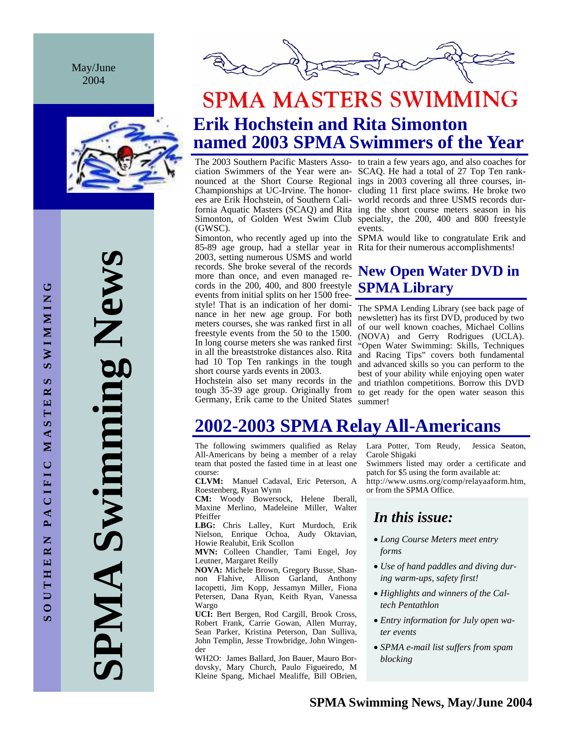May/June 2004

# SPMA Swimming News

SOUTHERN PACIFIC MASTERS SWIMMING

# SPMA MASTERS SWIMMING

## Erik Hochstein and Rita Simonton named 2003 SPMA Swimmers of the Year

The 2003 Southern Pacific Masters Association Swimmers of the Year were announced at the Short Course Regional Championships at UC-Irvine. The honorees are Erik Hochstein, of Southern California Aquatic Masters (SCAQ) and Rita Simonton, of Golden West Swim Club (GWSC).

Simonton, who recently aged up into the 85-89 age group, had a stellar year in 2003, setting numerous USMS and world records. She broke several of the records more than once, and even managed records in the 200, 400, and 800 freestyle events from initial splits on her 1500 freestyle! That is an indication of her dominance in her new age group. For both meters courses, she was ranked first in all freestyle events from the 50 to the 1500. In long course meters she was ranked first in all the breaststroke distances also. Rita had 10 Top Ten rankings in the tough short course yards events in 2003.

Hochstein also set many records in the tough 35-39 age group. Originally from Germany, Erik came to the United States to train a few years ago, and also coaches for SCAQ. He had a total of 27 Top Ten rankings in 2003 covering all three courses, including 11 first place swims. He broke two world records and three USMS records during the short course meters season in his specialty, the 200, 400 and 800 freestyle events.

SPMA would like to congratulate Erik and Rita for their numerous accomplishments!

## New Open Water DVD in SPMA Library

The SPMA Lending Library (see back page of newsletter) has its first DVD, produced by two of our well known coaches, Michael Collins (NOVA) and Gerry Rodrigues (UCLA). "Open Water Swimming: Skills, Techniques and Racing Tips" covers both fundamental and advanced skills so you can perform to the best of your ability while enjoying open water and triathlon competitions. Borrow this DVD to get ready for the open water season this summer!

## 2002-2003 SPMA Relay All-Americans

The following swimmers qualified as Relay All-Americans by being a member of a relay team that posted the fasted time in at least one course:

**CLVM:** Manuel Cadaval, Eric Peterson, A Roestenberg, Ryan Wynn

**CM:** Woody Bowersock, Helene Iberall, Maxine Merlino, Madeleine Miller, Walter Pfeiffer

**LBG:** Chris Lalley, Kurt Murdoch, Erik Nielson, Enrique Ochoa, Audy Oktavian, Howie Realubit, Erik Scollon

**MVN:** Colleen Chandler, Tami Engel, Joy Leutner, Margaret Reilly

**NOVA:** Michele Brown, Gregory Busse, Shannon Flahive, Allison Garland, Anthony Iacopetti, Jim Kopp, Jessamyn Miller, Fiona Petersen, Dana Ryan, Keith Ryan, Vanessa Wargo

**UCI:** Bert Bergen, Rod Cargill, Brook Cross, Robert Frank, Carrie Gowan, Allen Murray, Sean Parker, Kristina Peterson, Dan Sulliva, John Templin, Jesse Trowbridge, John Wingender

WH2O: James Ballard, Jon Bauer, Mauro Bordovsky, Mary Church, Paulo Figueiredo, M Kleine Spang, Michael Mealiffe, Bill OBrien, Lara Potter, Tom Reudy, Jessica Seaton, Carole Shigaki

Swimmers listed may order a certificate and patch for $5 using the form available at: http://www.usms.org/comp/relayaaform.htm, or from the SPMA Office.

### *In this issue:*

- *Long Course Meters meet entry forms*
- *Use of hand paddles and diving during warm-ups, safety first!*
- *Highlights and winners of the Caltech Pentathlon*
- *Entry information for July open water events*
- *SPMA e-mail list suffers from spam blocking*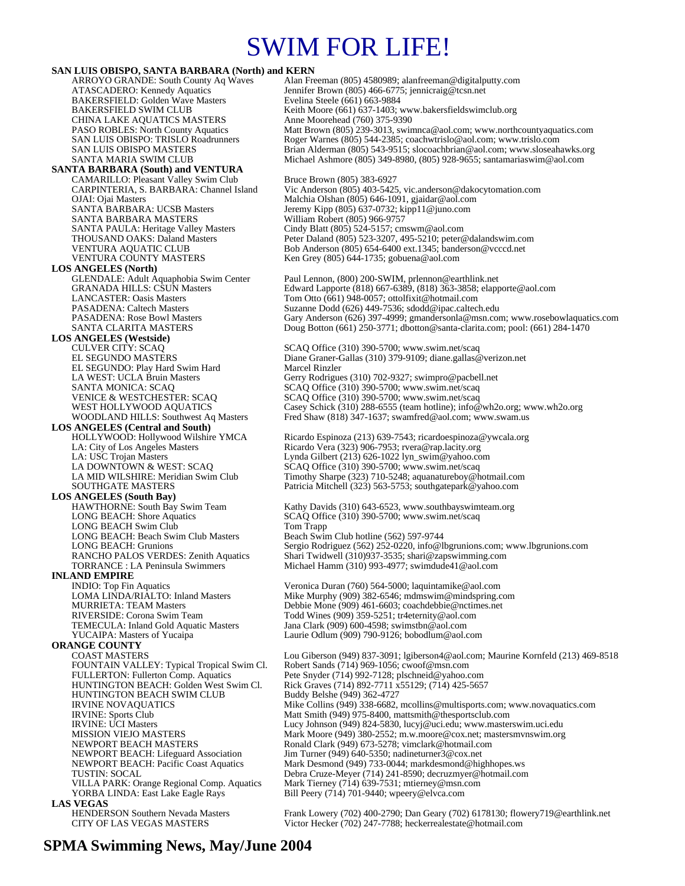# SWIM FOR LIFE!

**SAN LUIS OBISPO, SANTA BARBARA (North) and KERN**

| | |
|---|---|
| ARROYO GRANDE: South County Aq Waves | Alan Freeman (805) 4580989; alanfreeman@digitalputty.com |
| ATASCADERO: Kennedy Aquatics | Jennifer Brown (805) 466-6775; jennicraig@tcsn.net |
| BAKERSFIELD: Golden Wave Masters | Evelina Steele (661) 663-9884 |
| BAKERSFIELD SWIM CLUB | Keith Moore (661) 637-1403; www.bakersfieldswimclub.org |
| CHINA LAKE AQUATICS MASTERS | Anne Moorehead (760) 375-9390 |
| PASO ROBLES: North County Aquatics | Matt Brown (805) 239-3013, swimnca@aol.com; www.northcountyaquatics.com |
| SAN LUIS OBISPO: TRISLO Roadrunners | Roger Warnes (805) 544-2385; coachwtrislo@aol.com; www.trislo.com |
| SAN LUIS OBISPO MASTERS | Brian Alderman (805) 543-9515; slocoachbrian@aol.com; www.sloseahawks.org |
| SANTA MARIA SWIM CLUB | Michael Ashmore (805) 349-8980, (805) 928-9655; santamariaswim@aol.com |

**SANTA BARBARA (South) and VENTURA**

| | |
|---|---|
| CAMARILLO: Pleasant Valley Swim Club | Bruce Brown (805) 383-6927 |
| CARPINTERIA, S. BARBARA: Channel Island | Vic Anderson (805) 403-5425, vic.anderson@dakocytomation.com |
| OJAI: Ojai Masters | Malchia Olshan (805) 646-1091, gjaidar@aol.com |
| SANTA BARBARA: UCSB Masters | Jeremy Kipp (805) 637-0732; kipp11@juno.com |
| SANTA BARBARA MASTERS | William Robert (805) 966-9757 |
| SANTA PAULA: Heritage Valley Masters | Cindy Blatt (805) 524-5157; cmswm@aol.com |
| THOUSAND OAKS: Daland Masters | Peter Daland (805) 523-3207, 495-5210; peter@dalandswim.com |
| VENTURA AQUATIC CLUB | Bob Anderson (805) 654-6400 ext.1345; banderson@vcccd.net |
| VENTURA COUNTY MASTERS | Ken Grey (805) 644-1735; gobuena@aol.com |

**LOS ANGELES (North)**

| | |
|---|---|
| GLENDALE: Adult Aquaphobia Swim Center | Paul Lennon, (800) 200-SWIM, prlennon@earthlink.net |
| GRANADA HILLS: CSUN Masters | Edward Lapporte (818) 667-6389, (818) 363-3858; elapporte@aol.com |
| LANCASTER: Oasis Masters | Tom Otto (661) 948-0057; ottolfixit@hotmail.com |
| PASADENA: Caltech Masters | Suzanne Dodd (626) 449-7536; sdodd@ipac.caltech.edu |
| PASADENA: Rose Bowl Masters | Gary Anderson (626) 397-4999; gmandersonla@msn.com; www.rosebowlaquatics.com |
| SANTA CLARITA MASTERS | Doug Botton (661) 250-3771; dbotton@santa-clarita.com; pool: (661) 284-1470 |

**LOS ANGELES (Westside)**

| | |
|---|---|
| CULVER CITY: SCAQ | SCAQ Office (310) 390-5700; www.swim.net/scaq |
| EL SEGUNDO MASTERS | Diane Graner-Gallas (310) 379-9109; diane.gallas@verizon.net |
| EL SEGUNDO: Play Hard Swim Hard | Marcel Rinzler |
| LA WEST: UCLA Bruin Masters | Gerry Rodrigues (310) 702-9327; swimpro@pacbell.net |
| SANTA MONICA: SCAQ | SCAQ Office (310) 390-5700; www.swim.net/scaq |
| VENICE & WESTCHESTER: SCAQ | SCAQ Office (310) 390-5700; www.swim.net/scaq |
| WEST HOLLYWOOD AQUATICS | Casey Schick (310) 288-6555 (team hotline); info@wh2o.org; www.wh2o.org |
| WOODLAND HILLS: Southwest Aq Masters | Fred Shaw (818) 347-1637; swamfred@aol.com; www.swam.us |

**LOS ANGELES (Central and South)**

| | |
|---|---|
| HOLLYWOOD: Hollywood Wilshire YMCA | Ricardo Espinoza (213) 639-7543; ricardoespinoza@ywcala.org |
| LA: City of Los Angeles Masters | Ricardo Vera (323) 906-7953; rvera@rap.lacity.org |
| LA: USC Trojan Masters | Lynda Gilbert (213) 626-1022 lyn_swim@yahoo.com |
| LA DOWNTOWN & WEST: SCAQ | SCAQ Office (310) 390-5700; www.swim.net/scaq |
| LA MID WILSHIRE: Meridian Swim Club | Timothy Sharpe (323) 710-5248; aquanatureboy@hotmail.com |
| SOUTHGATE MASTERS | Patricia Mitchell (323) 563-5753; southgatepark@yahoo.com |

**LOS ANGELES (South Bay)**

| | |
|---|---|
| HAWTHORNE: South Bay Swim Team | Kathy Davids (310) 643-6523, www.southbayswimteam.org |
| LONG BEACH: Shore Aquatics | SCAQ Office (310) 390-5700; www.swim.net/scaq |
| LONG BEACH Swim Club | Tom Trapp |
| LONG BEACH: Beach Swim Club Masters | Beach Swim Club hotline (562) 597-9744 |
| LONG BEACH: Grunions | Sergio Rodriguez (562) 252-0220, info@lbgrunions.com; www.lbgrunions.com |
| RANCHO PALOS VERDES: Zenith Aquatics | Shari Twidwell (310)937-3535; shari@zapswimming.com |
| TORRANCE : LA Peninsula Swimmers | Michael Hamm (310) 993-4977; swimdude41@aol.com |

**INLAND EMPIRE**

| | |
|---|---|
| INDIO: Top Fin Aquatics | Veronica Duran (760) 564-5000; laquintamike@aol.com |
| LOMA LINDA/RIALTO: Inland Masters | Mike Murphy (909) 382-6546; mdmswim@mindspring.com |
| MURRIETA: TEAM Masters | Debbie Mone (909) 461-6603; coachdebbie@nctimes.net |
| RIVERSIDE: Corona Swim Team | Todd Wines (909) 359-5251; tr4eternity@aol.com |
| TEMECULA: Inland Gold Aquatic Masters | Jana Clark (909) 600-4598; swimstbn@aol.com |
| YUCAIPA: Masters of Yucaipa | Laurie Odlum (909) 790-9126; bobodlum@aol.com |

**ORANGE COUNTY**

| | |
|---|---|
| COAST MASTERS | Lou Giberson (949) 837-3091; lgiberson4@aol.com; Maurine Kornfeld (213) 469-8518 |
| FOUNTAIN VALLEY: Typical Tropical Swim Cl. | Robert Sands (714) 969-1056; cwoof@msn.com |
| FULLERTON: Fullerton Comp. Aquatics | Pete Snyder (714) 992-7128; plschneid@yahoo.com |
| HUNTINGTON BEACH: Golden West Swim Cl. | Rick Graves (714) 892-7711 x55129; (714) 425-5657 |
| HUNTINGTON BEACH SWIM CLUB | Buddy Belshe (949) 362-4727 |
| IRVINE NOVAQUATICS | Mike Collins (949) 338-6682, mcollins@multisports.com; www.novaquatics.com |
| IRVINE: Sports Club | Matt Smith (949) 975-8400, mattsmith@thesportsclub.com |
| IRVINE: UCI Masters | Lucy Johnson (949) 824-5830, lucyj@uci.edu; www.masterswim.uci.edu |
| MISSION VIEJO MASTERS | Mark Moore (949) 380-2552; m.w.moore@cox.net; mastersmvnswim.org |
| NEWPORT BEACH MASTERS | Ronald Clark (949) 673-5278; vimclark@hotmail.com |
| NEWPORT BEACH: Lifeguard Association | Jim Turner (949) 640-5350; nadineturner3@cox.net |
| NEWPORT BEACH: Pacific Coast Aquatics | Mark Desmond (949) 733-0044; markdesmond@highhopes.ws |
| TUSTIN: SOCAL | Debra Cruze-Meyer (714) 241-8590; decruzmyer@hotmail.com |
| VILLA PARK: Orange Regional Comp. Aquatics | Mark Tierney (714) 639-7531; mtierney@msn.com |
| YORBA LINDA: East Lake Eagle Rays | Bill Peery (714) 701-9440; wpeery@elvca.com |

**LAS VEGAS**

| | |
|---|---|
| HENDERSON Southern Nevada Masters | Frank Lowery (702) 400-2790; Dan Geary (702) 6178130; flowery719@earthlink.net |
| CITY OF LAS VEGAS MASTERS | Victor Hecker (702) 247-7788; heckerrealestate@hotmail.com |

**SPMA Swimming News, May/June 2004**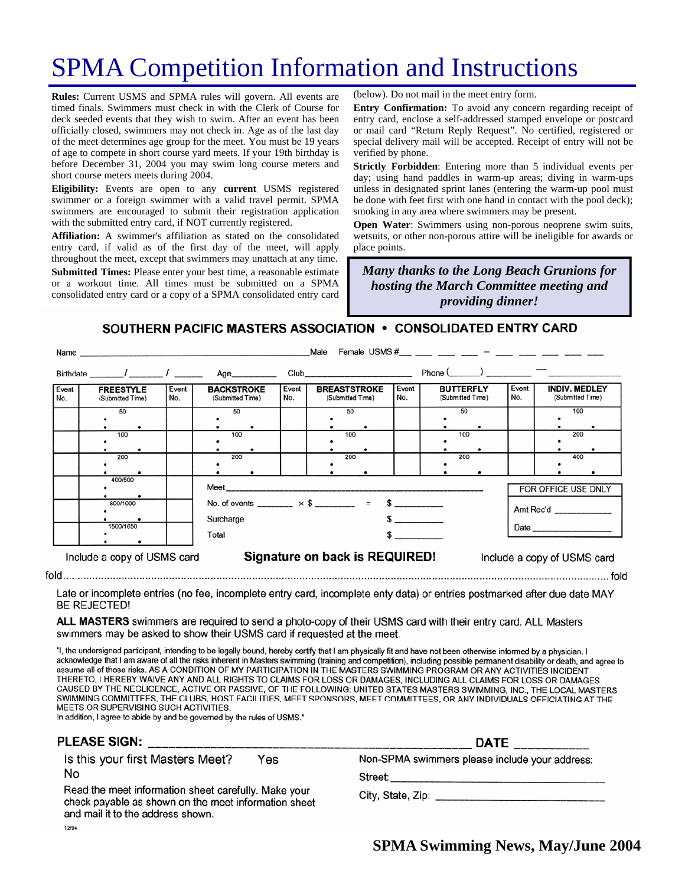# SPMA Competition Information and Instructions

**Rules:** Current USMS and SPMA rules will govern. All events are timed finals. Swimmers must check in with the Clerk of Course for deck seeded events that they wish to swim. After an event has been officially closed, swimmers may not check in. Age as of the last day of the meet determines age group for the meet. You must be 19 years of age to compete in short course yard meets. If your 19th birthday is before December 31, 2004 you may swim long course meters and short course meters meets during 2004.

**Eligibility:** Events are open to any **current** USMS registered swimmer or a foreign swimmer with a valid travel permit. SPMA swimmers are encouraged to submit their registration application with the submitted entry card, if NOT currently registered.

**Affiliation:** A swimmer's affiliation as stated on the consolidated entry card, if valid as of the first day of the meet, will apply throughout the meet, except that swimmers may unattach at any time.

**Submitted Times:** Please enter your best time, a reasonable estimate or a workout time. All times must be submitted on a SPMA consolidated entry card or a copy of a SPMA consolidated entry card (below). Do not mail in the meet entry form.

**Entry Confirmation:** To avoid any concern regarding receipt of entry card, enclose a self-addressed stamped envelope or postcard or mail card "Return Reply Request". No certified, registered or special delivery mail will be accepted. Receipt of entry will not be verified by phone.

**Strictly Forbidden**: Entering more than 5 individual events per day; using hand paddles in warm-up areas; diving in warm-ups unless in designated sprint lanes (entering the warm-up pool must be done with feet first with one hand in contact with the pool deck); smoking in any area where swimmers may be present.

**Open Water**: Swimmers using non-porous neoprene swim suits, wetsuits, or other non-porous attire will be ineligible for awards or place points.

***Many thanks to the Long Beach Grunions for hosting the March Committee meeting and providing dinner!***

## SOUTHERN PACIFIC MASTERS ASSOCIATION • CONSOLIDATED ENTRY CARD

Name ______________________________ Male Female USMS #___ ___ ___ ___ – ___ ___ ___ ___ ___

Birthdate _____/_____/_____ Age_______ Club____________________ Phone (_____) _______ — __________

| Event No. | FREESTYLE (Submitted Time) | Event No. | BACKSTROKE (Submitted Time) | Event No. | BREASTSTROKE (Submitted Time) | Event No. | BUTTERFLY (Submitted Time) | Event No. | INDIV. MEDLEY (Submitted Time) |
|---|---|---|---|---|---|---|---|---|---|
| | 50 | | 50 | | 50 | | 50 | | 100 |
| | 100 | | 100 | | 100 | | 100 | | 200 |
| | 200 | | 200 | | 200 | | 200 | | 400 |
| | 400/500 | | | | | | | | |
| | 800/1000 | | | | | | | | |
| | 1500/1650 | | | | | | | | |

Meet ________________________________________________

No. of events _______ × $ _______ = $ _________

Surcharge $ _________

Total $ _________

FOR OFFICE USE ONLY

Amt Rec'd __________

Date ______________

Include a copy of USMS card **Signature on back is REQUIRED!** Include a copy of USMS card

fold .................................................................................................................................................................... fold

Late or incomplete entries (no fee, incomplete entry card, incomplete enty data) or entries postmarked after due date MAY BE REJECTED!

**ALL MASTERS** swimmers are required to send a photo-copy of their USMS card with their entry card. ALL Masters swimmers may be asked to show their USMS card if requested at the meet.

"I, the undersigned participant, intending to be legally bound, hereby certify that I am physically fit and have not been otherwise informed by a physician. I acknowledge that I am aware of all the risks inherent in Masters swimming (training and competition), including possible permanent disability or death, and agree to assume all of those risks. AS A CONDITION OF MY PARTICIPATION IN THE MASTERS SWIMMING PROGRAM OR ANY ACTIVITIES INCIDENT THERETO, I HEREBY WAIVE ANY AND ALL RIGHTS TO CLAIMS FOR LOSS OR DAMAGES, INCLUDING ALL CLAIMS FOR LOSS OR DAMAGES CAUSED BY THE NEGLIGENCE, ACTIVE OR PASSIVE, OF THE FOLLOWING: UNITED STATES MASTERS SWIMMING, INC., THE LOCAL MASTERS SWIMMING COMMITTEES, THE CLUBS, HOST FACILITIES, MEET SPONSORS, MEET COMMITTEES, OR ANY INDIVIDUALS OFFICIATING AT THE MEETS OR SUPERVISING SUCH ACTIVITIES.
In addition, I agree to abide by and be governed by the rules of USMS."

**PLEASE SIGN:** ______________________________________ **DATE** __________

Is this your first Masters Meet? Yes No

Read the meet information sheet carefully. Make your check payable as shown on the meet information sheet and mail it to the address shown.

Non-SPMA swimmers please include your address:

Street: ______________________________

City, State, Zip: ______________________

12/94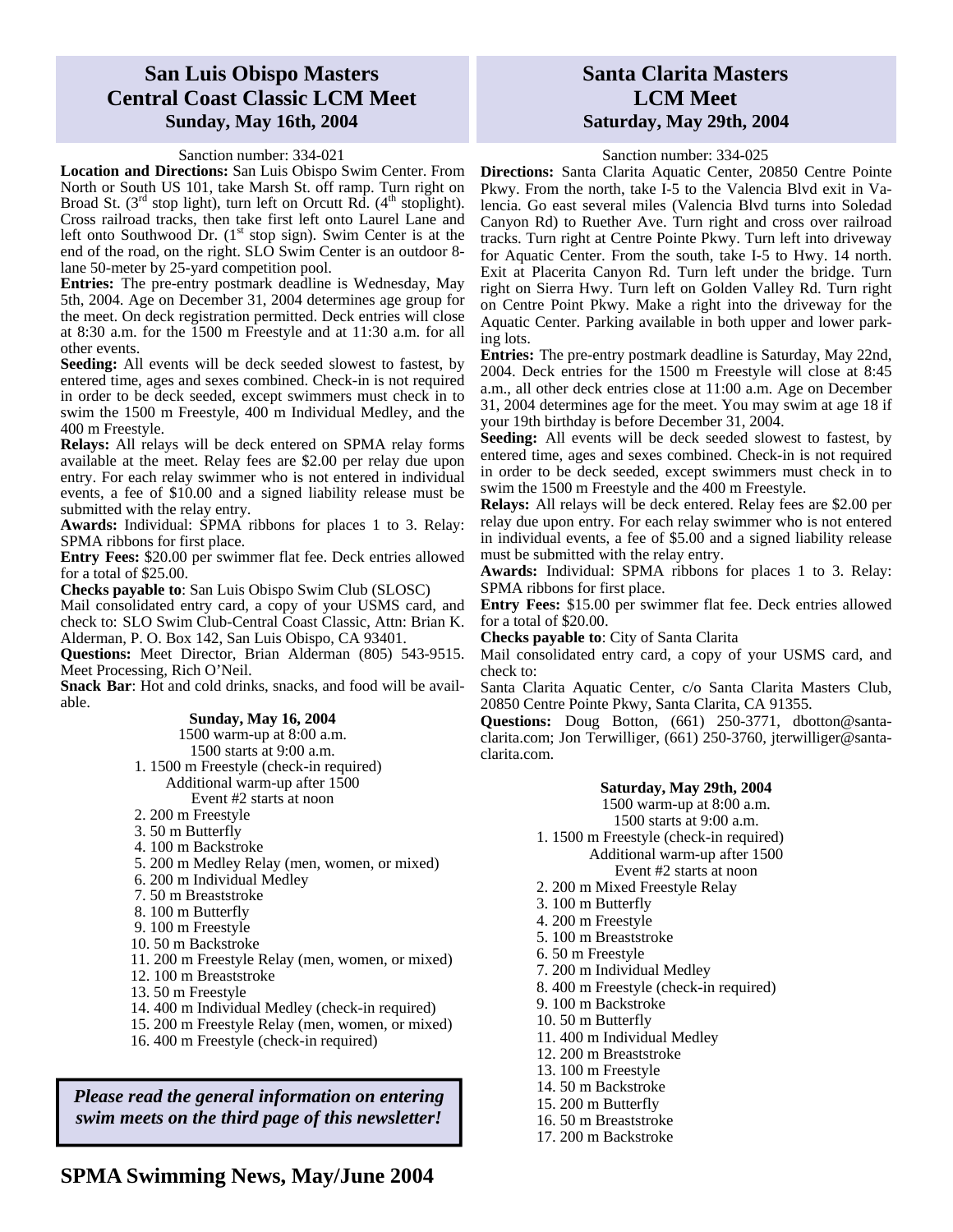## San Luis Obispo Masters Central Coast Classic LCM Meet

### Sunday, May 16th, 2004

Sanction number: 334-021

**Location and Directions:** San Luis Obispo Swim Center. From North or South US 101, take Marsh St. off ramp. Turn right on Broad St. (3rd stop light), turn left on Orcutt Rd. (4th stoplight). Cross railroad tracks, then take first left onto Laurel Lane and left onto Southwood Dr. (1st stop sign). Swim Center is at the end of the road, on the right. SLO Swim Center is an outdoor 8-lane 50-meter by 25-yard competition pool.

**Entries:** The pre-entry postmark deadline is Wednesday, May 5th, 2004. Age on December 31, 2004 determines age group for the meet. On deck registration permitted. Deck entries will close at 8:30 a.m. for the 1500 m Freestyle and at 11:30 a.m. for all other events.

**Seeding:** All events will be deck seeded slowest to fastest, by entered time, ages and sexes combined. Check-in is not required in order to be deck seeded, except swimmers must check in to swim the 1500 m Freestyle, 400 m Individual Medley, and the 400 m Freestyle.

**Relays:** All relays will be deck entered on SPMA relay forms available at the meet. Relay fees are $2.00 per relay due upon entry. For each relay swimmer who is not entered in individual events, a fee of $10.00 and a signed liability release must be submitted with the relay entry.

**Awards:** Individual: SPMA ribbons for places 1 to 3. Relay: SPMA ribbons for first place.

**Entry Fees:** $20.00 per swimmer flat fee. Deck entries allowed for a total of $25.00.

**Checks payable to**: San Luis Obispo Swim Club (SLOSC)

Mail consolidated entry card, a copy of your USMS card, and check to: SLO Swim Club-Central Coast Classic, Attn: Brian K. Alderman, P. O. Box 142, San Luis Obispo, CA 93401.

**Questions:** Meet Director, Brian Alderman (805) 543-9515. Meet Processing, Rich O'Neil.

**Snack Bar**: Hot and cold drinks, snacks, and food will be available.

**Sunday, May 16, 2004**

1500 warm-up at 8:00 a.m.
1500 starts at 9:00 a.m.

1. 1500 m Freestyle (check-in required)
   Additional warm-up after 1500
   Event #2 starts at noon
2. 200 m Freestyle
3. 50 m Butterfly
4. 100 m Backstroke
5. 200 m Medley Relay (men, women, or mixed)
6. 200 m Individual Medley
7. 50 m Breaststroke
8. 100 m Butterfly
9. 100 m Freestyle
10. 50 m Backstroke
11. 200 m Freestyle Relay (men, women, or mixed)
12. 100 m Breaststroke
13. 50 m Freestyle
14. 400 m Individual Medley (check-in required)
15. 200 m Freestyle Relay (men, women, or mixed)
16. 400 m Freestyle (check-in required)

***Please read the general information on entering swim meets on the third page of this newsletter!***

## Santa Clarita Masters LCM Meet

### Saturday, May 29th, 2004

Sanction number: 334-025

**Directions:** Santa Clarita Aquatic Center, 20850 Centre Pointe Pkwy. From the north, take I-5 to the Valencia Blvd exit in Valencia. Go east several miles (Valencia Blvd turns into Soledad Canyon Rd) to Ruether Ave. Turn right and cross over railroad tracks. Turn right at Centre Pointe Pkwy. Turn left into driveway for Aquatic Center. From the south, take I-5 to Hwy. 14 north. Exit at Placerita Canyon Rd. Turn left under the bridge. Turn right on Sierra Hwy. Turn left on Golden Valley Rd. Turn right on Centre Point Pkwy. Make a right into the driveway for the Aquatic Center. Parking available in both upper and lower parking lots.

**Entries:** The pre-entry postmark deadline is Saturday, May 22nd, 2004. Deck entries for the 1500 m Freestyle will close at 8:45 a.m., all other deck entries close at 11:00 a.m. Age on December 31, 2004 determines age for the meet. You may swim at age 18 if your 19th birthday is before December 31, 2004.

**Seeding:** All events will be deck seeded slowest to fastest, by entered time, ages and sexes combined. Check-in is not required in order to be deck seeded, except swimmers must check in to swim the 1500 m Freestyle and the 400 m Freestyle.

**Relays:** All relays will be deck entered. Relay fees are $2.00 per relay due upon entry. For each relay swimmer who is not entered in individual events, a fee of $5.00 and a signed liability release must be submitted with the relay entry.

**Awards:** Individual: SPMA ribbons for places 1 to 3. Relay: SPMA ribbons for first place.

**Entry Fees:** $15.00 per swimmer flat fee. Deck entries allowed for a total of $20.00.

**Checks payable to**: City of Santa Clarita

Mail consolidated entry card, a copy of your USMS card, and check to:

Santa Clarita Aquatic Center, c/o Santa Clarita Masters Club, 20850 Centre Pointe Pkwy, Santa Clarita, CA 91355.

**Questions:** Doug Botton, (661) 250-3771, dbotton@santa-clarita.com; Jon Terwilliger, (661) 250-3760, jterwilliger@santa-clarita.com.

**Saturday, May 29th, 2004**

1500 warm-up at 8:00 a.m.
1500 starts at 9:00 a.m.

1. 1500 m Freestyle (check-in required)
   Additional warm-up after 1500
   Event #2 starts at noon
2. 200 m Mixed Freestyle Relay
3. 100 m Butterfly
4. 200 m Freestyle
5. 100 m Breaststroke
6. 50 m Freestyle
7. 200 m Individual Medley
8. 400 m Freestyle (check-in required)
9. 100 m Backstroke
10. 50 m Butterfly
11. 400 m Individual Medley
12. 200 m Breaststroke
13. 100 m Freestyle
14. 50 m Backstroke
15. 200 m Butterfly
16. 50 m Breaststroke
17. 200 m Backstroke

**SPMA Swimming News, May/June 2004**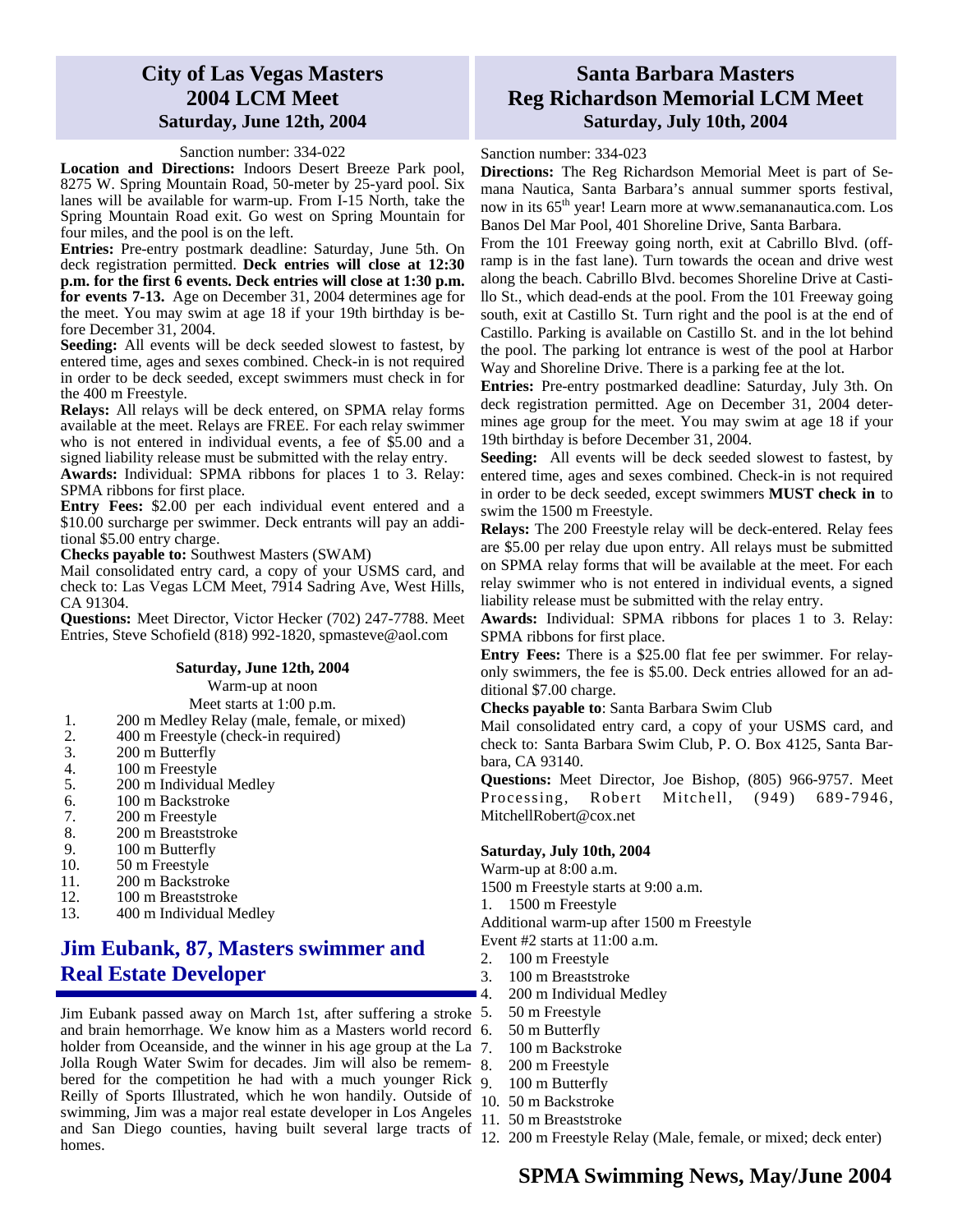## City of Las Vegas Masters 2004 LCM Meet
### Saturday, June 12th, 2004

Sanction number: 334-022

**Location and Directions:** Indoors Desert Breeze Park pool, 8275 W. Spring Mountain Road, 50-meter by 25-yard pool. Six lanes will be available for warm-up. From I-15 North, take the Spring Mountain Road exit. Go west on Spring Mountain for four miles, and the pool is on the left.

**Entries:** Pre-entry postmark deadline: Saturday, June 5th. On deck registration permitted. **Deck entries will close at 12:30 p.m. for the first 6 events. Deck entries will close at 1:30 p.m. for events 7-13.** Age on December 31, 2004 determines age for the meet. You may swim at age 18 if your 19th birthday is before December 31, 2004.

**Seeding:** All events will be deck seeded slowest to fastest, by entered time, ages and sexes combined. Check-in is not required in order to be deck seeded, except swimmers must check in for the 400 m Freestyle.

**Relays:** All relays will be deck entered, on SPMA relay forms available at the meet. Relays are FREE. For each relay swimmer who is not entered in individual events, a fee of $5.00 and a signed liability release must be submitted with the relay entry.

**Awards:** Individual: SPMA ribbons for places 1 to 3. Relay: SPMA ribbons for first place.

**Entry Fees:** $2.00 per each individual event entered and a $10.00 surcharge per swimmer. Deck entrants will pay an additional $5.00 entry charge.

**Checks payable to:** Southwest Masters (SWAM)

Mail consolidated entry card, a copy of your USMS card, and check to: Las Vegas LCM Meet, 7914 Sadring Ave, West Hills, CA 91304.

**Questions:** Meet Director, Victor Hecker (702) 247-7788. Meet Entries, Steve Schofield (818) 992-1820, spmasteve@aol.com

**Saturday, June 12th, 2004**

Warm-up at noon

Meet starts at 1:00 p.m.

1. 200 m Medley Relay (male, female, or mixed)
2. 400 m Freestyle (check-in required)
3. 200 m Butterfly
4. 100 m Freestyle
5. 200 m Individual Medley
6. 100 m Backstroke
7. 200 m Freestyle
8. 200 m Breaststroke
9. 100 m Butterfly
10. 50 m Freestyle
11. 200 m Backstroke
12. 100 m Breaststroke
13. 400 m Individual Medley

## Jim Eubank, 87, Masters swimmer and Real Estate Developer

Jim Eubank passed away on March 1st, after suffering a stroke and brain hemorrhage. We know him as a Masters world record holder from Oceanside, and the winner in his age group at the La Jolla Rough Water Swim for decades. Jim will also be remembered for the competition he had with a much younger Rick Reilly of Sports Illustrated, which he won handily. Outside of swimming, Jim was a major real estate developer in Los Angeles and San Diego counties, having built several large tracts of homes.

## Santa Barbara Masters Reg Richardson Memorial LCM Meet
### Saturday, July 10th, 2004

Sanction number: 334-023

**Directions:** The Reg Richardson Memorial Meet is part of Semana Nautica, Santa Barbara's annual summer sports festival, now in its 65th year! Learn more at www.semananautica.com. Los Banos Del Mar Pool, 401 Shoreline Drive, Santa Barbara.

From the 101 Freeway going north, exit at Cabrillo Blvd. (off-ramp is in the fast lane). Turn towards the ocean and drive west along the beach. Cabrillo Blvd. becomes Shoreline Drive at Castillo St., which dead-ends at the pool. From the 101 Freeway going south, exit at Castillo St. Turn right and the pool is at the end of Castillo. Parking is available on Castillo St. and in the lot behind the pool. The parking lot entrance is west of the pool at Harbor Way and Shoreline Drive. There is a parking fee at the lot.

**Entries:** Pre-entry postmarked deadline: Saturday, July 3th. On deck registration permitted. Age on December 31, 2004 determines age group for the meet. You may swim at age 18 if your 19th birthday is before December 31, 2004.

**Seeding:** All events will be deck seeded slowest to fastest, by entered time, ages and sexes combined. Check-in is not required in order to be deck seeded, except swimmers **MUST check in** to swim the 1500 m Freestyle.

**Relays:** The 200 Freestyle relay will be deck-entered. Relay fees are $5.00 per relay due upon entry. All relays must be submitted on SPMA relay forms that will be available at the meet. For each relay swimmer who is not entered in individual events, a signed liability release must be submitted with the relay entry.

**Awards:** Individual: SPMA ribbons for places 1 to 3. Relay: SPMA ribbons for first place.

**Entry Fees:** There is a $25.00 flat fee per swimmer. For relay-only swimmers, the fee is $5.00. Deck entries allowed for an additional $7.00 charge.

**Checks payable to**: Santa Barbara Swim Club

Mail consolidated entry card, a copy of your USMS card, and check to: Santa Barbara Swim Club, P. O. Box 4125, Santa Barbara, CA 93140.

**Questions:** Meet Director, Joe Bishop, (805) 966-9757. Meet Processing, Robert Mitchell, (949) 689-7946, MitchellRobert@cox.net

**Saturday, July 10th, 2004**

Warm-up at 8:00 a.m.

1500 m Freestyle starts at 9:00 a.m.

1. 1500 m Freestyle

Additional warm-up after 1500 m Freestyle

Event #2 starts at 11:00 a.m.

2. 100 m Freestyle
3. 100 m Breaststroke
4. 200 m Individual Medley
5. 50 m Freestyle
6. 50 m Butterfly
7. 100 m Backstroke
8. 200 m Freestyle
9. 100 m Butterfly
10. 50 m Backstroke
11. 50 m Breaststroke
12. 200 m Freestyle Relay (Male, female, or mixed; deck enter)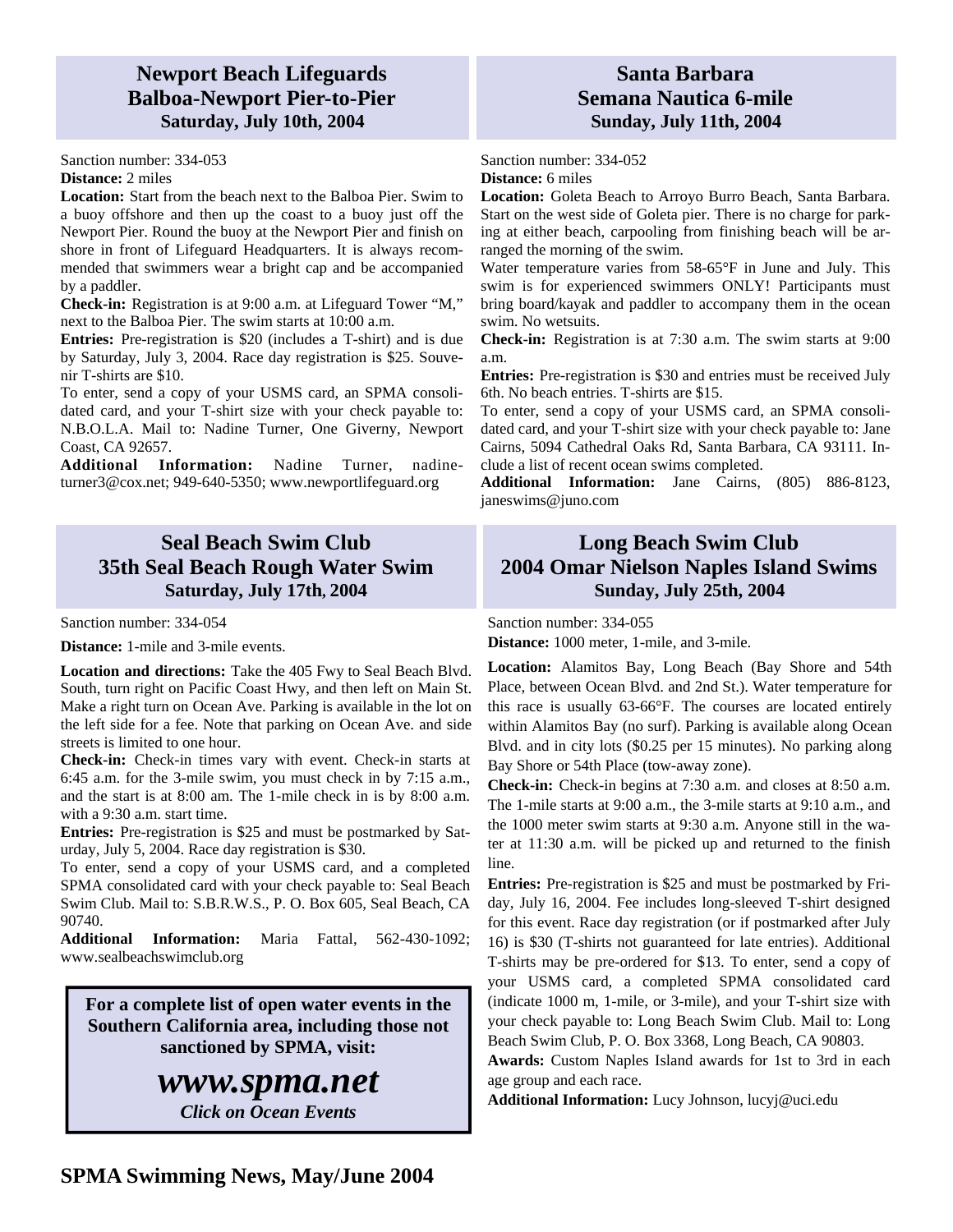## Newport Beach Lifeguards Balboa-Newport Pier-to-Pier
### Saturday, July 10th, 2004

Sanction number: 334-053

**Distance:** 2 miles

**Location:** Start from the beach next to the Balboa Pier. Swim to a buoy offshore and then up the coast to a buoy just off the Newport Pier. Round the buoy at the Newport Pier and finish on shore in front of Lifeguard Headquarters. It is always recommended that swimmers wear a bright cap and be accompanied by a paddler.

**Check-in:** Registration is at 9:00 a.m. at Lifeguard Tower "M," next to the Balboa Pier. The swim starts at 10:00 a.m.

**Entries:** Pre-registration is $20 (includes a T-shirt) and is due by Saturday, July 3, 2004. Race day registration is $25. Souvenir T-shirts are $10.

To enter, send a copy of your USMS card, an SPMA consolidated card, and your T-shirt size with your check payable to: N.B.O.L.A. Mail to: Nadine Turner, One Giverny, Newport Coast, CA 92657.

**Additional Information:** Nadine Turner, nadineturner3@cox.net; 949-640-5350; www.newportlifeguard.org

## Santa Barbara Semana Nautica 6-mile
### Sunday, July 11th, 2004

Sanction number: 334-052

**Distance:** 6 miles

**Location:** Goleta Beach to Arroyo Burro Beach, Santa Barbara. Start on the west side of Goleta pier. There is no charge for parking at either beach, carpooling from finishing beach will be arranged the morning of the swim.

Water temperature varies from 58-65°F in June and July. This swim is for experienced swimmers ONLY! Participants must bring board/kayak and paddler to accompany them in the ocean swim. No wetsuits.

**Check-in:** Registration is at 7:30 a.m. The swim starts at 9:00 a.m.

**Entries:** Pre-registration is $30 and entries must be received July 6th. No beach entries. T-shirts are $15.

To enter, send a copy of your USMS card, an SPMA consolidated card, and your T-shirt size with your check payable to: Jane Cairns, 5094 Cathedral Oaks Rd, Santa Barbara, CA 93111. Include a list of recent ocean swims completed.

**Additional Information:** Jane Cairns, (805) 886-8123, janeswims@juno.com

## Seal Beach Swim Club 35th Seal Beach Rough Water Swim
### Saturday, July 17th, 2004

Sanction number: 334-054

**Distance:** 1-mile and 3-mile events.

**Location and directions:** Take the 405 Fwy to Seal Beach Blvd. South, turn right on Pacific Coast Hwy, and then left on Main St. Make a right turn on Ocean Ave. Parking is available in the lot on the left side for a fee. Note that parking on Ocean Ave. and side streets is limited to one hour.

**Check-in:** Check-in times vary with event. Check-in starts at 6:45 a.m. for the 3-mile swim, you must check in by 7:15 a.m., and the start is at 8:00 am. The 1-mile check in is by 8:00 a.m. with a 9:30 a.m. start time.

**Entries:** Pre-registration is $25 and must be postmarked by Saturday, July 5, 2004. Race day registration is $30.

To enter, send a copy of your USMS card, and a completed SPMA consolidated card with your check payable to: Seal Beach Swim Club. Mail to: S.B.R.W.S., P. O. Box 605, Seal Beach, CA 90740.

**Additional Information:** Maria Fattal, 562-430-1092; www.sealbeachswimclub.org

**For a complete list of open water events in the Southern California area, including those not sanctioned by SPMA, visit:**

***www.spma.net***

***Click on Ocean Events***

## Long Beach Swim Club 2004 Omar Nielson Naples Island Swims
### Sunday, July 25th, 2004

Sanction number: 334-055

**Distance:** 1000 meter, 1-mile, and 3-mile.

**Location:** Alamitos Bay, Long Beach (Bay Shore and 54th Place, between Ocean Blvd. and 2nd St.). Water temperature for this race is usually 63-66°F. The courses are located entirely within Alamitos Bay (no surf). Parking is available along Ocean Blvd. and in city lots ($0.25 per 15 minutes). No parking along Bay Shore or 54th Place (tow-away zone).

**Check-in:** Check-in begins at 7:30 a.m. and closes at 8:50 a.m. The 1-mile starts at 9:00 a.m., the 3-mile starts at 9:10 a.m., and the 1000 meter swim starts at 9:30 a.m. Anyone still in the water at 11:30 a.m. will be picked up and returned to the finish line.

**Entries:** Pre-registration is $25 and must be postmarked by Friday, July 16, 2004. Fee includes long-sleeved T-shirt designed for this event. Race day registration (or if postmarked after July 16) is $30 (T-shirts not guaranteed for late entries). Additional T-shirts may be pre-ordered for $13. To enter, send a copy of your USMS card, a completed SPMA consolidated card (indicate 1000 m, 1-mile, or 3-mile), and your T-shirt size with your check payable to: Long Beach Swim Club. Mail to: Long Beach Swim Club, P. O. Box 3368, Long Beach, CA 90803.

**Awards:** Custom Naples Island awards for 1st to 3rd in each age group and each race.

**Additional Information:** Lucy Johnson, lucyj@uci.edu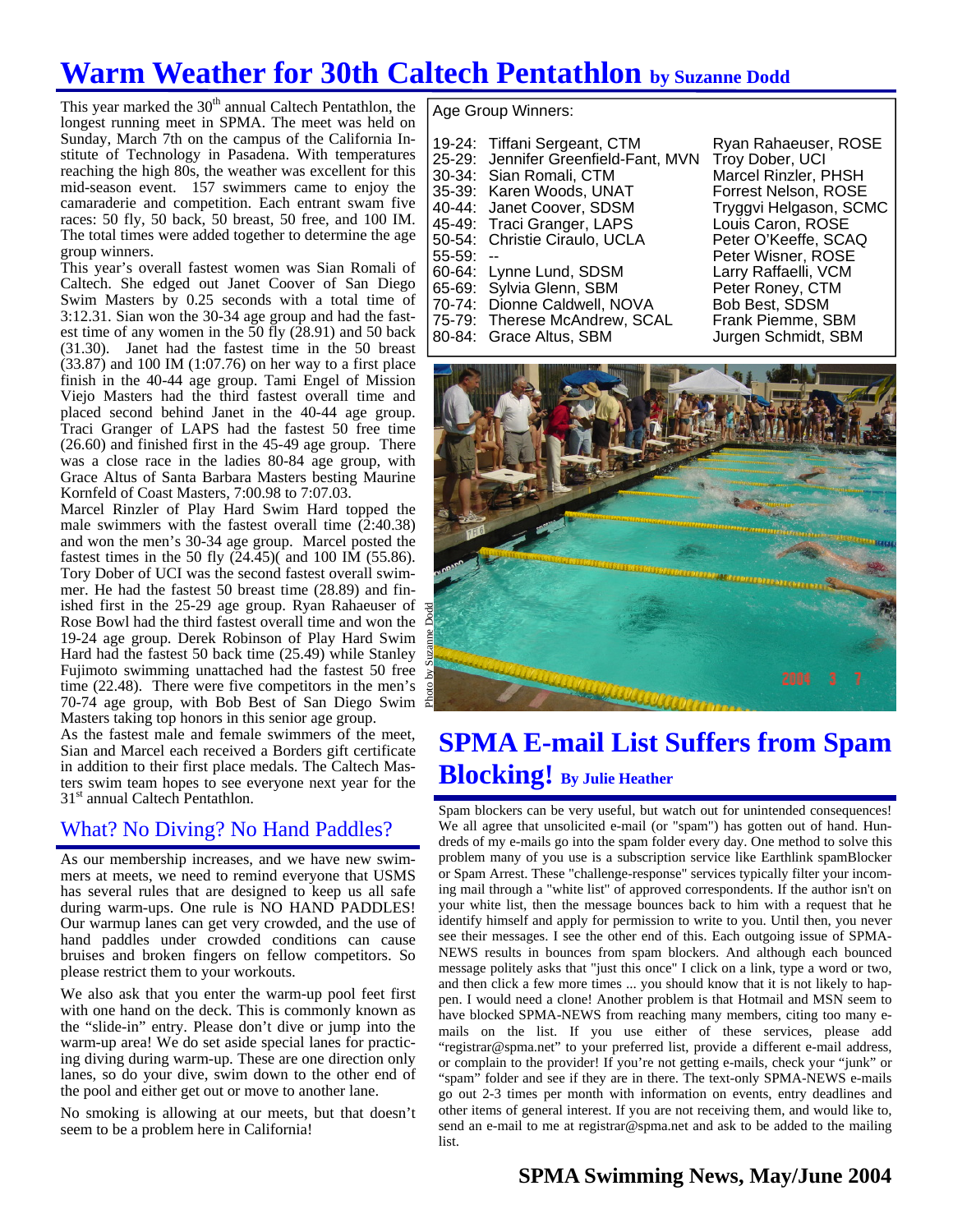# Warm Weather for 30th Caltech Pentathlon by Suzanne Dodd

This year marked the 30th annual Caltech Pentathlon, the longest running meet in SPMA. The meet was held on Sunday, March 7th on the campus of the California Institute of Technology in Pasadena. With temperatures reaching the high 80s, the weather was excellent for this mid-season event. 157 swimmers came to enjoy the camaraderie and competition. Each entrant swam five races: 50 fly, 50 back, 50 breast, 50 free, and 100 IM. The total times were added together to determine the age group winners.

This year's overall fastest women was Sian Romali of Caltech. She edged out Janet Coover of San Diego Swim Masters by 0.25 seconds with a total time of 3:12.31. Sian won the 30-34 age group and had the fastest time of any women in the 50 fly (28.91) and 50 back (31.30). Janet had the fastest time in the 50 breast (33.87) and 100 IM (1:07.76) on her way to a first place finish in the 40-44 age group. Tami Engel of Mission Viejo Masters had the third fastest overall time and placed second behind Janet in the 40-44 age group. Traci Granger of LAPS had the fastest 50 free time (26.60) and finished first in the 45-49 age group. There was a close race in the ladies 80-84 age group, with Grace Altus of Santa Barbara Masters besting Maurine Kornfeld of Coast Masters, 7:00.98 to 7:07.03.

Marcel Rinzler of Play Hard Swim Hard topped the male swimmers with the fastest overall time (2:40.38) and won the men's 30-34 age group. Marcel posted the fastest times in the 50 fly (24.45)( and 100 IM (55.86). Tory Dober of UCI was the second fastest overall swimmer. He had the fastest 50 breast time (28.89) and finished first in the 25-29 age group. Ryan Rahaeuser of Rose Bowl had the third fastest overall time and won the 19-24 age group. Derek Robinson of Play Hard Swim Hard had the fastest 50 back time (25.49) while Stanley Fujimoto swimming unattached had the fastest 50 free time (22.48). There were five competitors in the men's 70-74 age group, with Bob Best of San Diego Swim Masters taking top honors in this senior age group.

As the fastest male and female swimmers of the meet, Sian and Marcel each received a Borders gift certificate in addition to their first place medals. The Caltech Masters swim team hopes to see everyone next year for the 31st annual Caltech Pentathlon.

**Age Group Winners:**

| Age | Women | Men |
|---|---|---|
| 19-24: | Tiffani Sergeant, CTM | Ryan Rahaeuser, ROSE |
| 25-29: | Jennifer Greenfield-Fant, MVN | Troy Dober, UCI |
| 30-34: | Sian Romali, CTM | Marcel Rinzler, PHSH |
| 35-39: | Karen Woods, UNAT | Forrest Nelson, ROSE |
| 40-44: | Janet Coover, SDSM | Tryggvi Helgason, SCMC |
| 45-49: | Traci Granger, LAPS | Louis Caron, ROSE |
| 50-54: | Christie Ciraulo, UCLA | Peter O'Keeffe, SCAQ |
| 55-59: | -- | Peter Wisner, ROSE |
| 60-64: | Lynne Lund, SDSM | Larry Raffaelli, VCM |
| 65-69: | Sylvia Glenn, SBM | Peter Roney, CTM |
| 70-74: | Dionne Caldwell, NOVA | Bob Best, SDSM |
| 75-79: | Therese McAndrew, SCAL | Frank Piemme, SBM |
| 80-84: | Grace Altus, SBM | Jurgen Schmidt, SBM |

Photo by Suzanne Dodd

## What? No Diving? No Hand Paddles?

As our membership increases, and we have new swimmers at meets, we need to remind everyone that USMS has several rules that are designed to keep us all safe during warm-ups. One rule is NO HAND PADDLES! Our warmup lanes can get very crowded, and the use of hand paddles under crowded conditions can cause bruises and broken fingers on fellow competitors. So please restrict them to your workouts.

We also ask that you enter the warm-up pool feet first with one hand on the deck. This is commonly known as the "slide-in" entry. Please don't dive or jump into the warm-up area! We do set aside special lanes for practicing diving during warm-up. These are one direction only lanes, so do your dive, swim down to the other end of the pool and either get out or move to another lane.

No smoking is allowing at our meets, but that doesn't seem to be a problem here in California!

# SPMA E-mail List Suffers from Spam Blocking! By Julie Heather

Spam blockers can be very useful, but watch out for unintended consequences! We all agree that unsolicited e-mail (or "spam") has gotten out of hand. Hundreds of my e-mails go into the spam folder every day. One method to solve this problem many of you use is a subscription service like Earthlink spamBlocker or Spam Arrest. These "challenge-response" services typically filter your incoming mail through a "white list" of approved correspondents. If the author isn't on your white list, then the message bounces back to him with a request that he identify himself and apply for permission to write to you. Until then, you never see their messages. I see the other end of this. Each outgoing issue of SPMA-NEWS results in bounces from spam blockers. And although each bounced message politely asks that "just this once" I click on a link, type a word or two, and then click a few more times ... you should know that it is not likely to happen. I would need a clone! Another problem is that Hotmail and MSN seem to have blocked SPMA-NEWS from reaching many members, citing too many e-mails on the list. If you use either of these services, please add "registrar@spma.net" to your preferred list, provide a different e-mail address, or complain to the provider! If you're not getting e-mails, check your "junk" or "spam" folder and see if they are in there. The text-only SPMA-NEWS e-mails go out 2-3 times per month with information on events, entry deadlines and other items of general interest. If you are not receiving them, and would like to, send an e-mail to me at registrar@spma.net and ask to be added to the mailing list.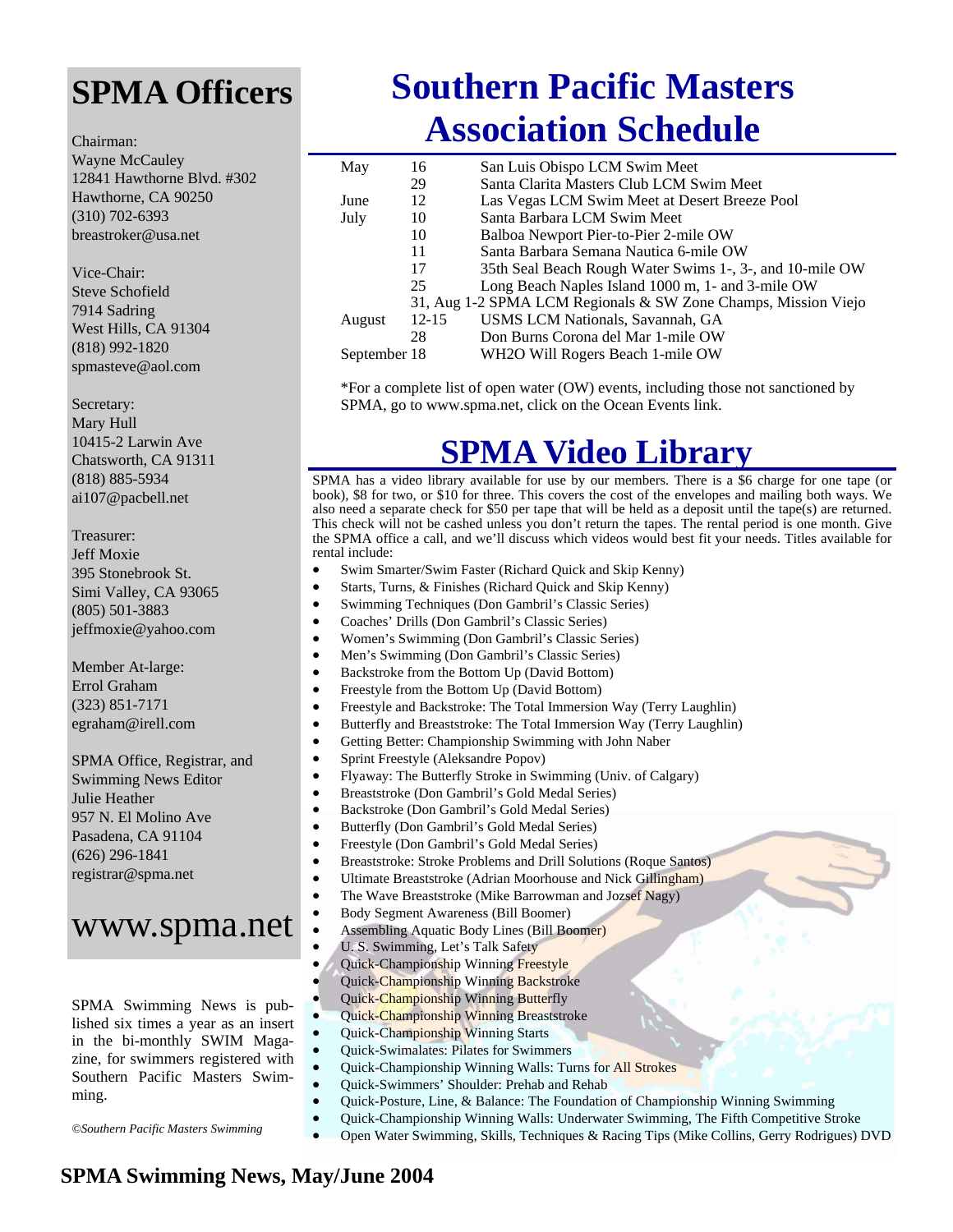# SPMA Officers

Chairman:
Wayne McCauley
12841 Hawthorne Blvd. #302
Hawthorne, CA 90250
(310) 702-6393
breastroker@usa.net

Vice-Chair:
Steve Schofield
7914 Sadring
West Hills, CA 91304
(818) 992-1820
spmasteve@aol.com

Secretary:
Mary Hull
10415-2 Larwin Ave
Chatsworth, CA 91311
(818) 885-5934
ai107@pacbell.net

Treasurer:
Jeff Moxie
395 Stonebrook St.
Simi Valley, CA 93065
(805) 501-3883
jeffmoxie@yahoo.com

Member At-large:
Errol Graham
(323) 851-7171
egraham@irell.com

SPMA Office, Registrar, and Swimming News Editor
Julie Heather
957 N. El Molino Ave
Pasadena, CA 91104
(626) 296-1841
registrar@spma.net

## www.spma.net

SPMA Swimming News is published six times a year as an insert in the bi-monthly SWIM Magazine, for swimmers registered with Southern Pacific Masters Swimming.

*©Southern Pacific Masters Swimming*

# Southern Pacific Masters Association Schedule

| | | |
|---|---|---|
| May | 16 | San Luis Obispo LCM Swim Meet |
| | 29 | Santa Clarita Masters Club LCM Swim Meet |
| June | 12 | Las Vegas LCM Swim Meet at Desert Breeze Pool |
| July | 10 | Santa Barbara LCM Swim Meet |
| | 10 | Balboa Newport Pier-to-Pier 2-mile OW |
| | 11 | Santa Barbara Semana Nautica 6-mile OW |
| | 17 | 35th Seal Beach Rough Water Swims 1-, 3-, and 10-mile OW |
| | 25 | Long Beach Naples Island 1000 m, 1- and 3-mile OW |
| | 31, Aug 1-2 | SPMA LCM Regionals & SW Zone Champs, Mission Viejo |
| August | 12-15 | USMS LCM Nationals, Savannah, GA |
| | 28 | Don Burns Corona del Mar 1-mile OW |
| September | 18 | WH2O Will Rogers Beach 1-mile OW |

*For a complete list of open water (OW) events, including those not sanctioned by SPMA, go to www.spma.net, click on the Ocean Events link.

# SPMA Video Library

SPMA has a video library available for use by our members. There is a $6 charge for one tape (or book), $8 for two, or $10 for three. This covers the cost of the envelopes and mailing both ways. We also need a separate check for $50 per tape that will be held as a deposit until the tape(s) are returned. This check will not be cashed unless you don't return the tapes. The rental period is one month. Give the SPMA office a call, and we'll discuss which videos would best fit your needs. Titles available for rental include:

- Swim Smarter/Swim Faster (Richard Quick and Skip Kenny)
- Starts, Turns, & Finishes (Richard Quick and Skip Kenny)
- Swimming Techniques (Don Gambril's Classic Series)
- Coaches' Drills (Don Gambril's Classic Series)
- Women's Swimming (Don Gambril's Classic Series)
- Men's Swimming (Don Gambril's Classic Series)
- Backstroke from the Bottom Up (David Bottom)
- Freestyle from the Bottom Up (David Bottom)
- Freestyle and Backstroke: The Total Immersion Way (Terry Laughlin)
- Butterfly and Breaststroke: The Total Immersion Way (Terry Laughlin)
- Getting Better: Championship Swimming with John Naber
- Sprint Freestyle (Aleksandre Popov)
- Flyaway: The Butterfly Stroke in Swimming (Univ. of Calgary)
- Breaststroke (Don Gambril's Gold Medal Series)
- Backstroke (Don Gambril's Gold Medal Series)
- Butterfly (Don Gambril's Gold Medal Series)
- Freestyle (Don Gambril's Gold Medal Series)
- Breaststroke: Stroke Problems and Drill Solutions (Roque Santos)
- Ultimate Breaststroke (Adrian Moorhouse and Nick Gillingham)
- The Wave Breaststroke (Mike Barrowman and Jozsef Nagy)
- Body Segment Awareness (Bill Boomer)
- Assembling Aquatic Body Lines (Bill Boomer)
- U. S. Swimming, Let's Talk Safety
- Quick-Championship Winning Freestyle
- Quick-Championship Winning Backstroke
- Quick-Championship Winning Butterfly
- Quick-Championship Winning Breaststroke
- Quick-Championship Winning Starts
- Quick-Swimalates: Pilates for Swimmers
- Quick-Championship Winning Walls: Turns for All Strokes
- Quick-Swimmers' Shoulder: Prehab and Rehab
- Quick-Posture, Line, & Balance: The Foundation of Championship Winning Swimming
- Quick-Championship Winning Walls: Underwater Swimming, The Fifth Competitive Stroke
- Open Water Swimming, Skills, Techniques & Racing Tips (Mike Collins, Gerry Rodrigues) DVD